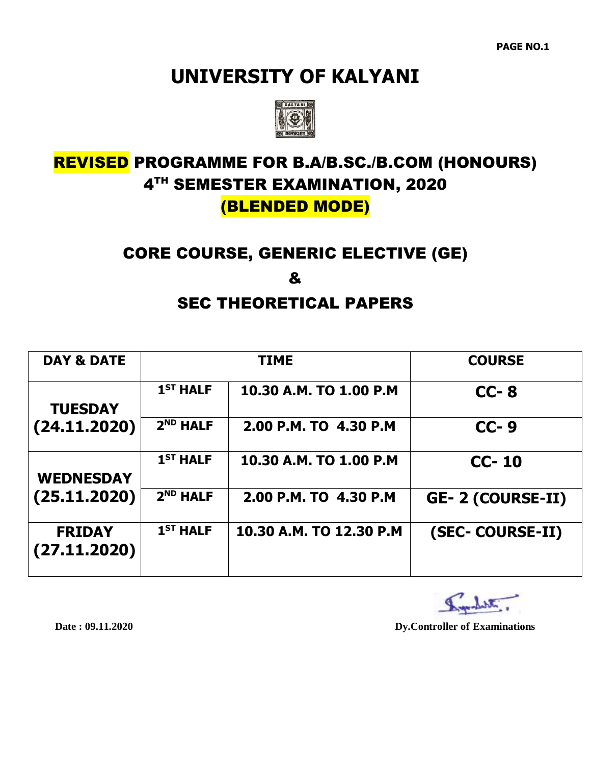# UNIVERSITY OF KALYANI

## REVISED PROGRAMME FOR B.A/B.SC./B.COM (HONOURS) 4TH SEMESTER EXAMINATION, 2020 (BLENDED MODE)

## CORE COURSE, GENERIC ELECTIVE (GE) & SEC THEORETICAL PAPERS

| DAY & DATE | TIME | | COURSE |
|---|---|---|---|
| TUESDAY (24.11.2020) | 1ST HALF | 10.30 A.M. TO 1.00 P.M | CC- 8 |
| | 2ND HALF | 2.00 P.M. TO 4.30 P.M | CC- 9 |
| WEDNESDAY (25.11.2020) | 1ST HALF | 10.30 A.M. TO 1.00 P.M | CC- 10 |
| | 2ND HALF | 2.00 P.M. TO 4.30 P.M | GE- 2 (COURSE-II) |
| FRIDAY (27.11.2020) | 1ST HALF | 10.30 A.M. TO 12.30 P.M | (SEC- COURSE-II) |

Date : 09.11.2020

Dy.Controller of Examinations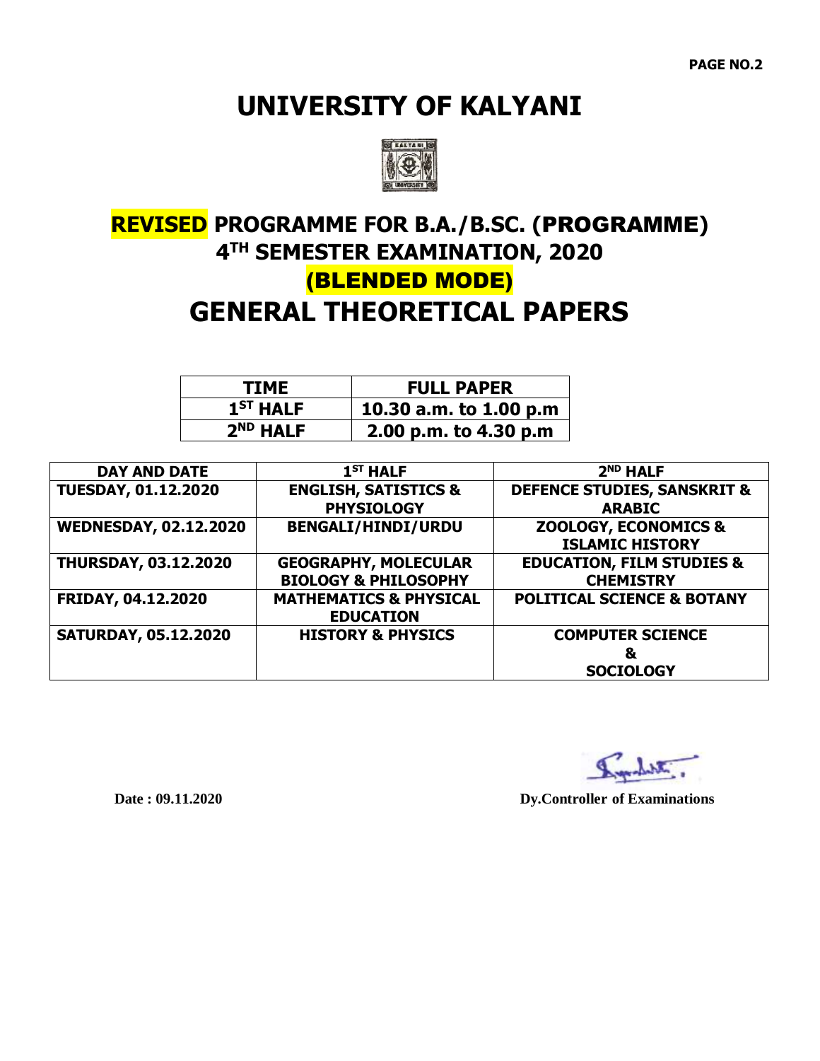# UNIVERSITY OF KALYANI

## REVISED PROGRAMME FOR B.A./B.SC. (PROGRAMME) 4TH SEMESTER EXAMINATION, 2020

## (BLENDED MODE)

# GENERAL THEORETICAL PAPERS

| TIME | FULL PAPER |
|---|---|
| 1ST HALF | 10.30 a.m. to 1.00 p.m |
| 2ND HALF | 2.00 p.m. to 4.30 p.m |

| DAY AND DATE | 1ST HALF | 2ND HALF |
|---|---|---|
| TUESDAY, 01.12.2020 | ENGLISH, SATISTICS & PHYSIOLOGY | DEFENCE STUDIES, SANSKRIT & ARABIC |
| WEDNESDAY, 02.12.2020 | BENGALI/HINDI/URDU | ZOOLOGY, ECONOMICS & ISLAMIC HISTORY |
| THURSDAY, 03.12.2020 | GEOGRAPHY, MOLECULAR BIOLOGY & PHILOSOPHY | EDUCATION, FILM STUDIES & CHEMISTRY |
| FRIDAY, 04.12.2020 | MATHEMATICS & PHYSICAL EDUCATION | POLITICAL SCIENCE & BOTANY |
| SATURDAY, 05.12.2020 | HISTORY & PHYSICS | COMPUTER SCIENCE & SOCIOLOGY |

**Date : 09.11.2020**

**Dy.Controller of Examinations**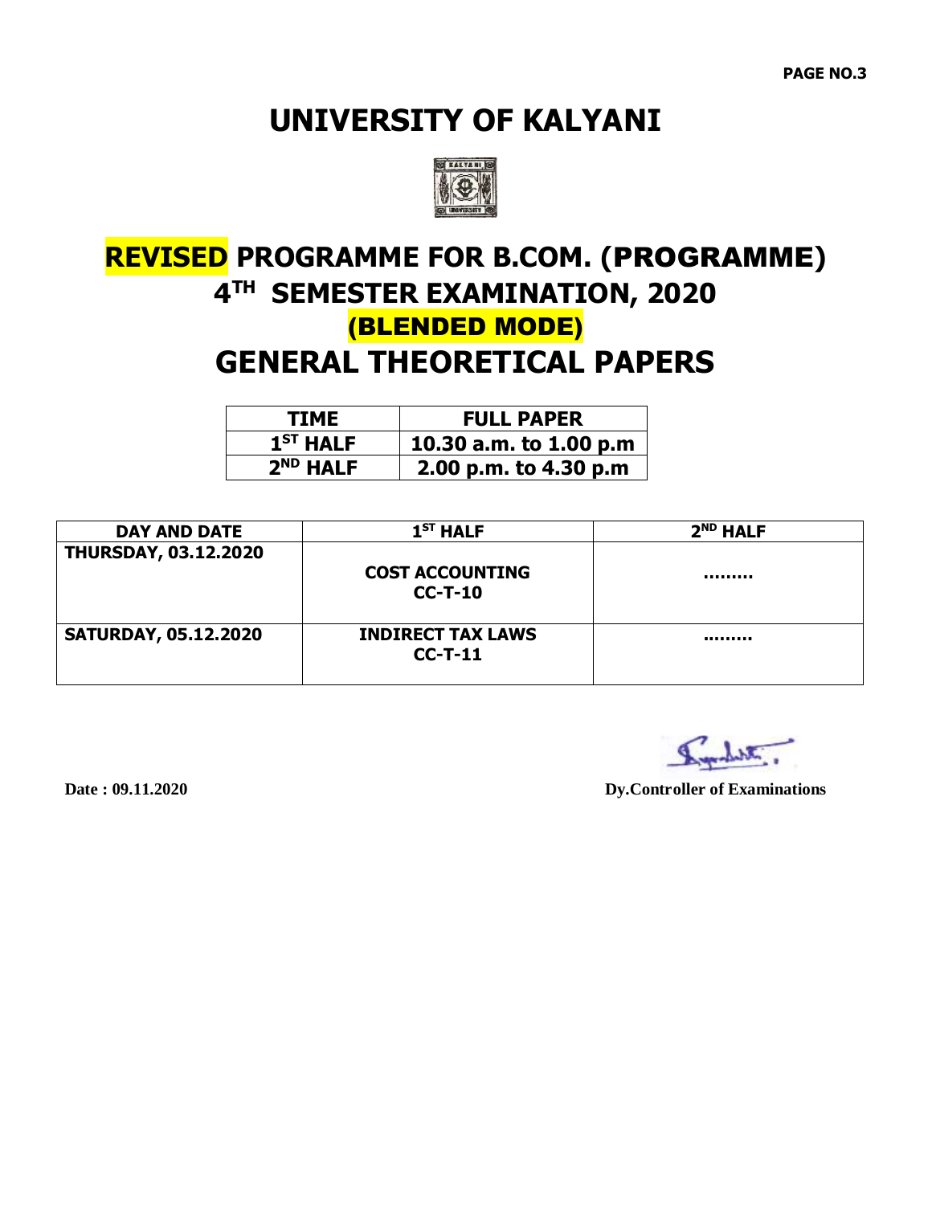# UNIVERSITY OF KALYANI

## REVISED PROGRAMME FOR B.COM. (PROGRAMME) 4TH SEMESTER EXAMINATION, 2020

## (BLENDED MODE)

## GENERAL THEORETICAL PAPERS

| TIME | FULL PAPER |
| --- | --- |
| 1ST HALF | 10.30 a.m. to 1.00 p.m |
| 2ND HALF | 2.00 p.m. to 4.30 p.m |

| DAY AND DATE | 1ST HALF | 2ND HALF |
| --- | --- | --- |
| THURSDAY, 03.12.2020 | COST ACCOUNTING CC-T-10 | ……… |
| SATURDAY, 05.12.2020 | INDIRECT TAX LAWS CC-T-11 | ……… |

Date : 09.11.2020

Dy.Controller of Examinations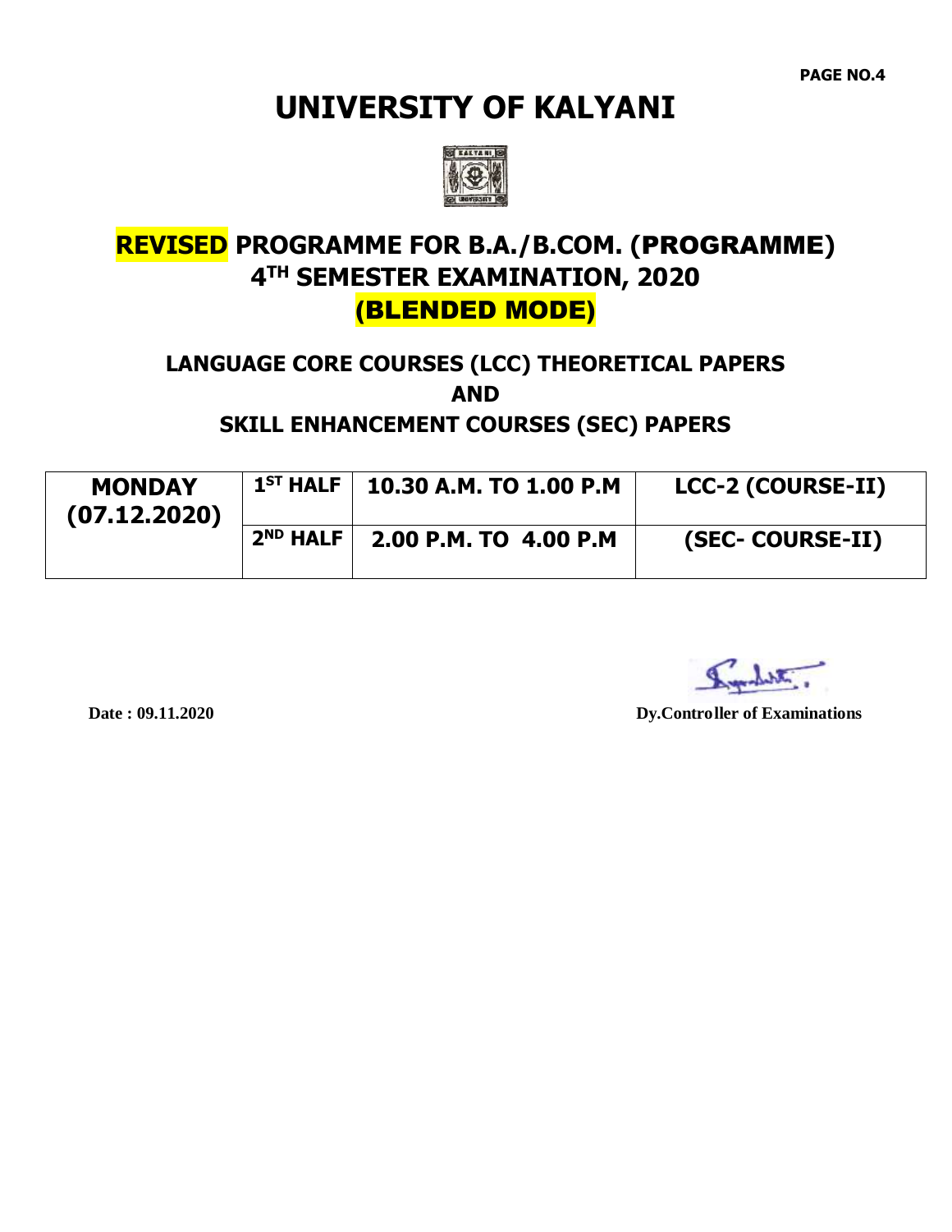# UNIVERSITY OF KALYANI

## REVISED PROGRAMME FOR B.A./B.COM. (PROGRAMME) 4TH SEMESTER EXAMINATION, 2020 (BLENDED MODE)

### LANGUAGE CORE COURSES (LCC) THEORETICAL PAPERS AND SKILL ENHANCEMENT COURSES (SEC) PAPERS

| MONDAY (07.12.2020) | 1ST HALF | 10.30 A.M. TO 1.00 P.M | LCC-2 (COURSE-II) |
|---|---|---|---|
| | 2ND HALF | 2.00 P.M. TO 4.00 P.M | (SEC- COURSE-II) |

Date : 09.11.2020

Dy.Controller of Examinations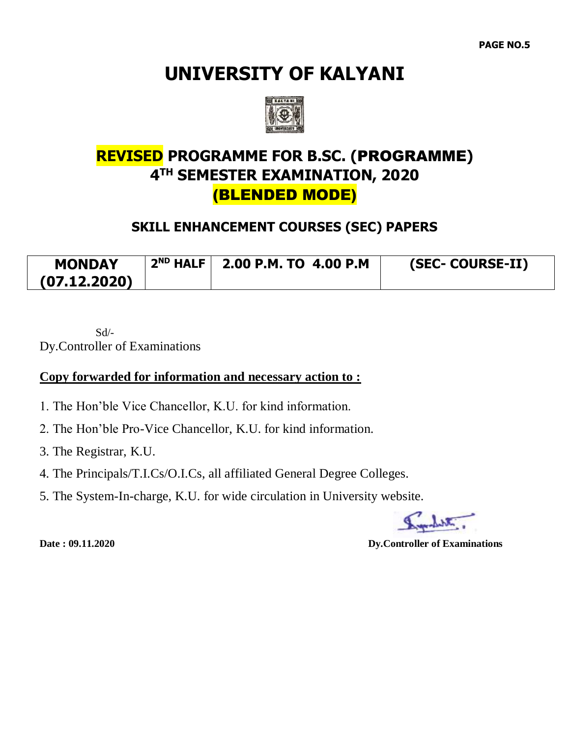# UNIVERSITY OF KALYANI

## REVISED PROGRAMME FOR B.SC. (PROGRAMME) 4TH SEMESTER EXAMINATION, 2020 (BLENDED MODE)

### SKILL ENHANCEMENT COURSES (SEC) PAPERS

| | | | |
|---|---|---|---|
| **MONDAY (07.12.2020)** | **2ND HALF** | **2.00 P.M. TO 4.00 P.M** | **(SEC- COURSE-II)** |

Sd/-
Dy.Controller of Examinations

**Copy forwarded for information and necessary action to :**

1. The Hon'ble Vice Chancellor, K.U. for kind information.
2. The Hon'ble Pro-Vice Chancellor, K.U. for kind information.
3. The Registrar, K.U.
4. The Principals/T.I.Cs/O.I.Cs, all affiliated General Degree Colleges.
5. The System-In-charge, K.U. for wide circulation in University website.

**Date : 09.11.2020**

**Dy.Controller of Examinations**